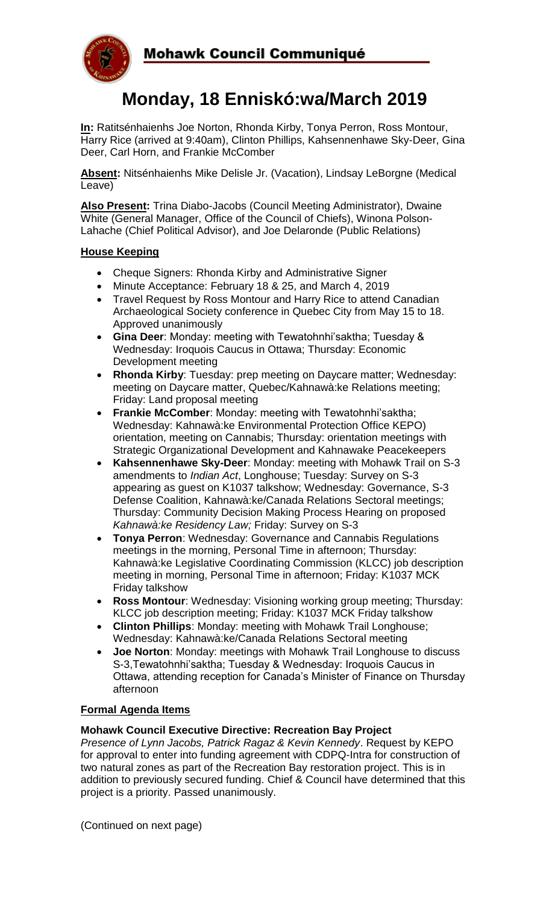# Mohawk Council Communiqué

# Monday, 18 Enniskó:wa/March 2019

**In:** Ratitsénhaienhs Joe Norton, Rhonda Kirby, Tonya Perron, Ross Montour, Harry Rice (arrived at 9:40am), Clinton Phillips, Kahsennenhawe Sky-Deer, Gina Deer, Carl Horn, and Frankie McComber

**Absent:** Nitsénhaienhs Mike Delisle Jr. (Vacation), Lindsay LeBorgne (Medical Leave)

**Also Present:** Trina Diabo-Jacobs (Council Meeting Administrator), Dwaine White (General Manager, Office of the Council of Chiefs), Winona Polson-Lahache (Chief Political Advisor), and Joe Delaronde (Public Relations)

## House Keeping

- Cheque Signers: Rhonda Kirby and Administrative Signer
- Minute Acceptance: February 18 & 25, and March 4, 2019
- Travel Request by Ross Montour and Harry Rice to attend Canadian Archaeological Society conference in Quebec City from May 15 to 18. Approved unanimously
- **Gina Deer**: Monday: meeting with Tewatohnhi'saktha; Tuesday & Wednesday: Iroquois Caucus in Ottawa; Thursday: Economic Development meeting
- **Rhonda Kirby**: Tuesday: prep meeting on Daycare matter; Wednesday: meeting on Daycare matter, Quebec/Kahnawà:ke Relations meeting; Friday: Land proposal meeting
- **Frankie McComber**: Monday: meeting with Tewatohnhi'saktha; Wednesday: Kahnawà:ke Environmental Protection Office KEPO) orientation, meeting on Cannabis; Thursday: orientation meetings with Strategic Organizational Development and Kahnawake Peacekeepers
- **Kahsennenhawe Sky-Deer**: Monday: meeting with Mohawk Trail on S-3 amendments to *Indian Act*, Longhouse; Tuesday: Survey on S-3 appearing as guest on K1037 talkshow; Wednesday: Governance, S-3 Defense Coalition, Kahnawà:ke/Canada Relations Sectoral meetings; Thursday: Community Decision Making Process Hearing on proposed *Kahnawà:ke Residency Law;* Friday: Survey on S-3
- **Tonya Perron**: Wednesday: Governance and Cannabis Regulations meetings in the morning, Personal Time in afternoon; Thursday: Kahnawà:ke Legislative Coordinating Commission (KLCC) job description meeting in morning, Personal Time in afternoon; Friday: K1037 MCK Friday talkshow
- **Ross Montour**: Wednesday: Visioning working group meeting; Thursday: KLCC job description meeting; Friday: K1037 MCK Friday talkshow
- **Clinton Phillips**: Monday: meeting with Mohawk Trail Longhouse; Wednesday: Kahnawà:ke/Canada Relations Sectoral meeting
- **Joe Norton**: Monday: meetings with Mohawk Trail Longhouse to discuss S-3,Tewatohnhi'saktha; Tuesday & Wednesday: Iroquois Caucus in Ottawa, attending reception for Canada's Minister of Finance on Thursday afternoon

## Formal Agenda Items

### Mohawk Council Executive Directive: Recreation Bay Project

*Presence of Lynn Jacobs, Patrick Ragaz & Kevin Kennedy*. Request by KEPO for approval to enter into funding agreement with CDPQ-Intra for construction of two natural zones as part of the Recreation Bay restoration project. This is in addition to previously secured funding. Chief & Council have determined that this project is a priority. Passed unanimously.

(Continued on next page)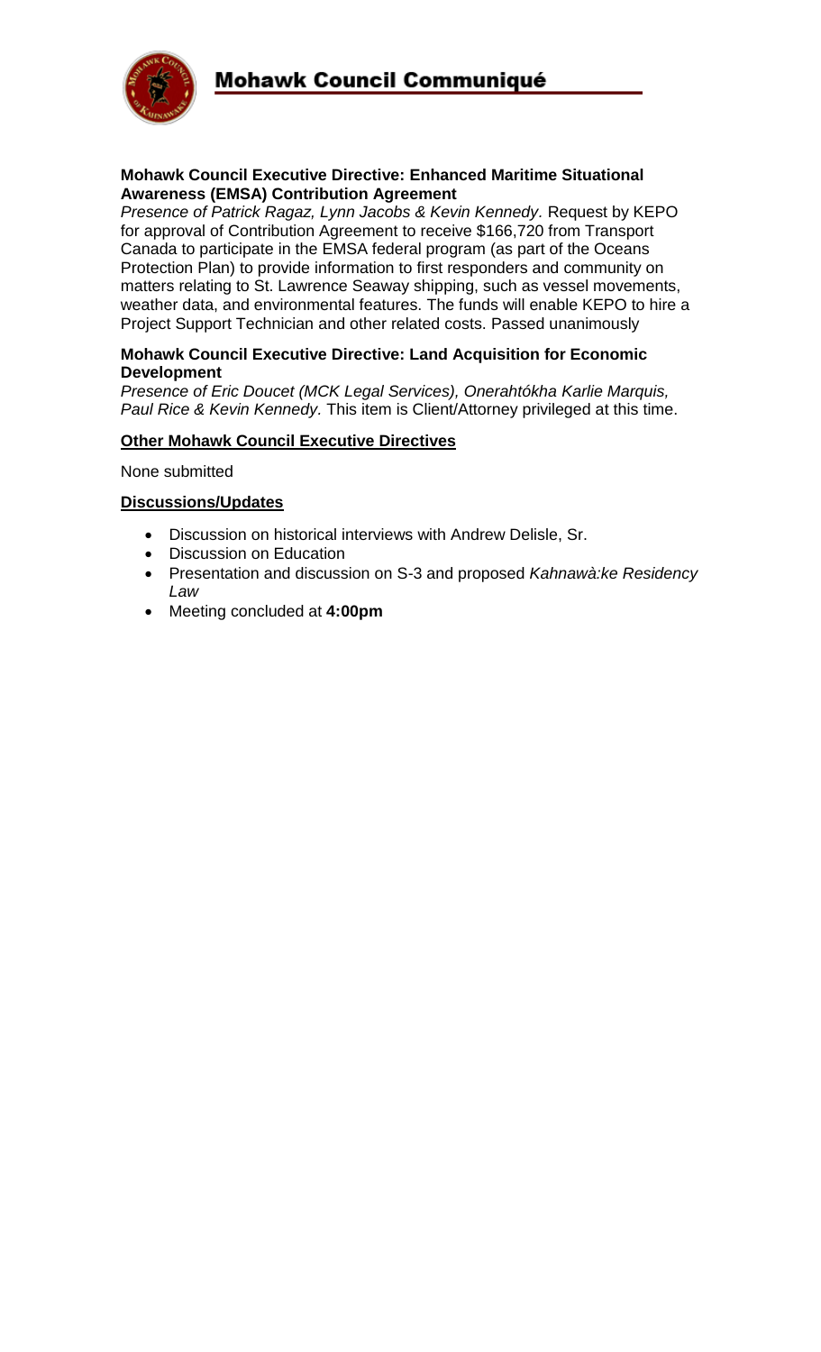**Mohawk Council Executive Directive: Enhanced Maritime Situational Awareness (EMSA) Contribution Agreement**

*Presence of Patrick Ragaz, Lynn Jacobs & Kevin Kennedy.* Request by KEPO for approval of Contribution Agreement to receive $166,720 from Transport Canada to participate in the EMSA federal program (as part of the Oceans Protection Plan) to provide information to first responders and community on matters relating to St. Lawrence Seaway shipping, such as vessel movements, weather data, and environmental features. The funds will enable KEPO to hire a Project Support Technician and other related costs. Passed unanimously

**Mohawk Council Executive Directive: Land Acquisition for Economic Development**

*Presence of Eric Doucet (MCK Legal Services), Onerahtókha Karlie Marquis, Paul Rice & Kevin Kennedy.* This item is Client/Attorney privileged at this time.

**Other Mohawk Council Executive Directives**

None submitted

**Discussions/Updates**

- Discussion on historical interviews with Andrew Delisle, Sr.
- Discussion on Education
- Presentation and discussion on S-3 and proposed *Kahnawà:ke Residency Law*
- Meeting concluded at **4:00pm**